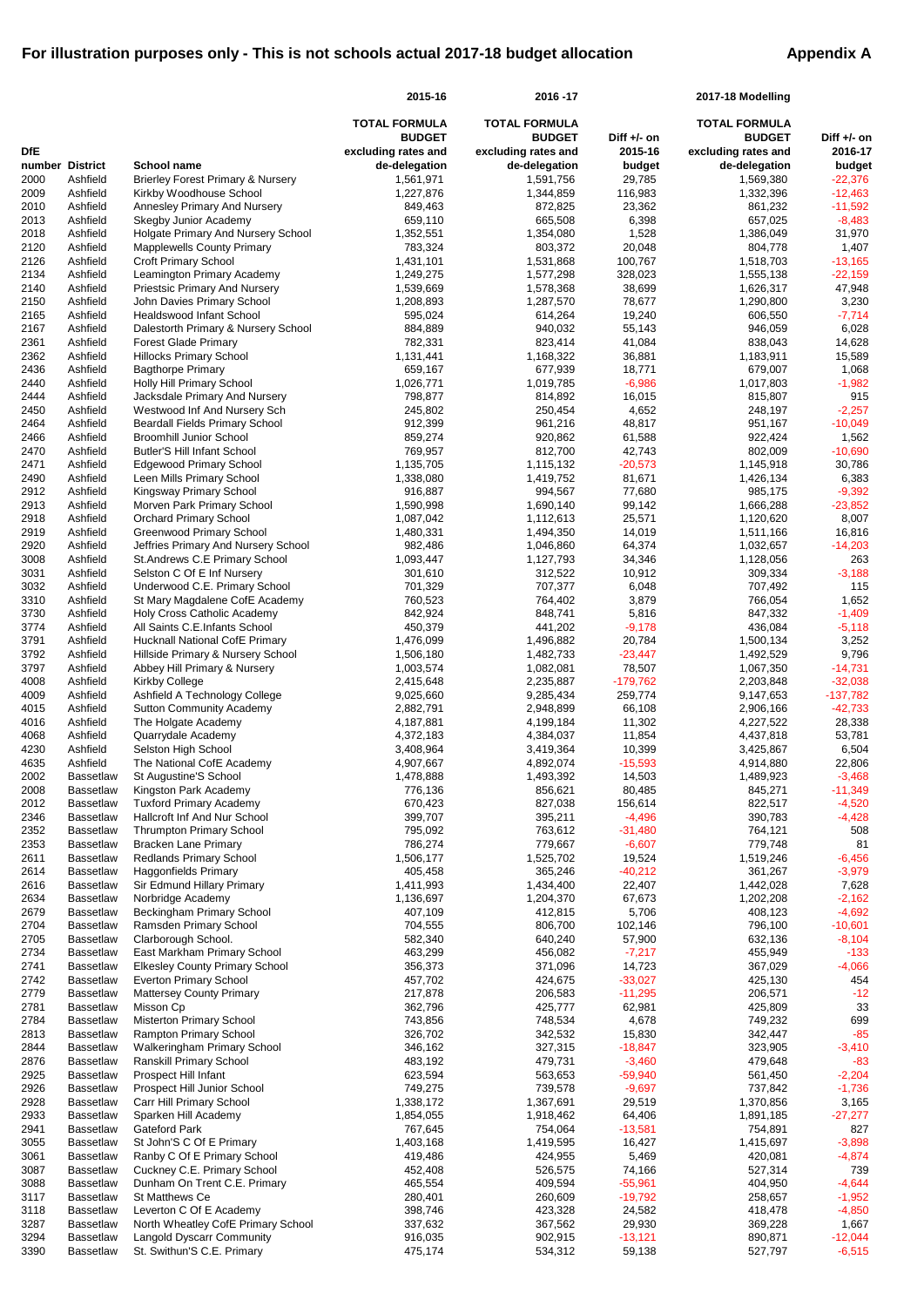# For illustration purposes only - This is not schools actual 2017-18 budget allocation

**Appendix A**

| DfE number | District | School name | 2015-16 TOTAL FORMULA BUDGET excluding rates and de-delegation | 2016 -17 TOTAL FORMULA BUDGET excluding rates and de-delegation | Diff +/- on 2015-16 budget | 2017-18 Modelling TOTAL FORMULA BUDGET excluding rates and de-delegation | Diff +/- on 2016-17 budget |
|---|---|---|---|---|---|---|---|
| 2000 | Ashfield | Brierley Forest Primary & Nursery | 1,561,971 | 1,591,756 | 29,785 | 1,569,380 | -22,376 |
| 2009 | Ashfield | Kirkby Woodhouse School | 1,227,876 | 1,344,859 | 116,983 | 1,332,396 | -12,463 |
| 2010 | Ashfield | Annesley Primary And Nursery | 849,463 | 872,825 | 23,362 | 861,232 | -11,592 |
| 2013 | Ashfield | Skegby Junior Academy | 659,110 | 665,508 | 6,398 | 657,025 | -8,483 |
| 2018 | Ashfield | Holgate Primary And Nursery School | 1,352,551 | 1,354,080 | 1,528 | 1,386,049 | 31,970 |
| 2120 | Ashfield | Mapplewells County Primary | 783,324 | 803,372 | 20,048 | 804,778 | 1,407 |
| 2126 | Ashfield | Croft Primary School | 1,431,101 | 1,531,868 | 100,767 | 1,518,703 | -13,165 |
| 2134 | Ashfield | Leamington Primary Academy | 1,249,275 | 1,577,298 | 328,023 | 1,555,138 | -22,159 |
| 2140 | Ashfield | Priestsic Primary And Nursery | 1,539,669 | 1,578,368 | 38,699 | 1,626,317 | 47,948 |
| 2150 | Ashfield | John Davies Primary School | 1,208,893 | 1,287,570 | 78,677 | 1,290,800 | 3,230 |
| 2165 | Ashfield | Healdswood Infant School | 595,024 | 614,264 | 19,240 | 606,550 | -7,714 |
| 2167 | Ashfield | Dalestorth Primary & Nursery School | 884,889 | 940,032 | 55,143 | 946,059 | 6,028 |
| 2361 | Ashfield | Forest Glade Primary | 782,331 | 823,414 | 41,084 | 838,043 | 14,628 |
| 2362 | Ashfield | Hillocks Primary School | 1,131,441 | 1,168,322 | 36,881 | 1,183,911 | 15,589 |
| 2436 | Ashfield | Bagthorpe Primary | 659,167 | 677,939 | 18,771 | 679,007 | 1,068 |
| 2440 | Ashfield | Holly Hill Primary School | 1,026,771 | 1,019,785 | -6,986 | 1,017,803 | -1,982 |
| 2444 | Ashfield | Jacksdale Primary And Nursery | 798,877 | 814,892 | 16,015 | 815,807 | 915 |
| 2450 | Ashfield | Westwood Inf And Nursery Sch | 245,802 | 250,454 | 4,652 | 248,197 | -2,257 |
| 2464 | Ashfield | Beardall Fields Primary School | 912,399 | 961,216 | 48,817 | 951,167 | -10,049 |
| 2466 | Ashfield | Broomhill Junior School | 859,274 | 920,862 | 61,588 | 922,424 | 1,562 |
| 2470 | Ashfield | Butler'S Hill Infant School | 769,957 | 812,700 | 42,743 | 802,009 | -10,690 |
| 2471 | Ashfield | Edgewood Primary School | 1,135,705 | 1,115,132 | -20,573 | 1,145,918 | 30,786 |
| 2490 | Ashfield | Leen Mills Primary School | 1,338,080 | 1,419,752 | 81,671 | 1,426,134 | 6,383 |
| 2912 | Ashfield | Kingsway Primary School | 916,887 | 994,567 | 77,680 | 985,175 | -9,392 |
| 2913 | Ashfield | Morven Park Primary School | 1,590,998 | 1,690,140 | 99,142 | 1,666,288 | -23,852 |
| 2918 | Ashfield | Orchard Primary School | 1,087,042 | 1,112,613 | 25,571 | 1,120,620 | 8,007 |
| 2919 | Ashfield | Greenwood Primary School | 1,480,331 | 1,494,350 | 14,019 | 1,511,166 | 16,816 |
| 2920 | Ashfield | Jeffries Primary And Nursery School | 982,486 | 1,046,860 | 64,374 | 1,032,657 | -14,203 |
| 3008 | Ashfield | St.Andrews C.E Primary School | 1,093,447 | 1,127,793 | 34,346 | 1,128,056 | 263 |
| 3031 | Ashfield | Selston C Of E Inf Nursery | 301,610 | 312,522 | 10,912 | 309,334 | -3,188 |
| 3032 | Ashfield | Underwood C.E. Primary School | 701,329 | 707,377 | 6,048 | 707,492 | 115 |
| 3310 | Ashfield | St Mary Magdalene CofE Academy | 760,523 | 764,402 | 3,879 | 766,054 | 1,652 |
| 3730 | Ashfield | Holy Cross Catholic Academy | 842,924 | 848,741 | 5,816 | 847,332 | -1,409 |
| 3774 | Ashfield | All Saints C.E.Infants School | 450,379 | 441,202 | -9,178 | 436,084 | -5,118 |
| 3791 | Ashfield | Hucknall National CofE Primary | 1,476,099 | 1,496,882 | 20,784 | 1,500,134 | 3,252 |
| 3792 | Ashfield | Hillside Primary & Nursery School | 1,506,180 | 1,482,733 | -23,447 | 1,492,529 | 9,796 |
| 3797 | Ashfield | Abbey Hill Primary & Nursery | 1,003,574 | 1,082,081 | 78,507 | 1,067,350 | -14,731 |
| 4008 | Ashfield | Kirkby College | 2,415,648 | 2,235,887 | -179,762 | 2,203,848 | -32,038 |
| 4009 | Ashfield | Ashfield A Technology College | 9,025,660 | 9,285,434 | 259,774 | 9,147,653 | -137,782 |
| 4015 | Ashfield | Sutton Community Academy | 2,882,791 | 2,948,899 | 66,108 | 2,906,166 | -42,733 |
| 4016 | Ashfield | The Holgate Academy | 4,187,881 | 4,199,184 | 11,302 | 4,227,522 | 28,338 |
| 4068 | Ashfield | Quarrydale Academy | 4,372,183 | 4,384,037 | 11,854 | 4,437,818 | 53,781 |
| 4230 | Ashfield | Selston High School | 3,408,964 | 3,419,364 | 10,399 | 3,425,867 | 6,504 |
| 4635 | Ashfield | The National CofE Academy | 4,907,667 | 4,892,074 | -15,593 | 4,914,880 | 22,806 |
| 2002 | Bassetlaw | St Augustine'S School | 1,478,888 | 1,493,392 | 14,503 | 1,489,923 | -3,468 |
| 2008 | Bassetlaw | Kingston Park Academy | 776,136 | 856,621 | 80,485 | 845,271 | -11,349 |
| 2012 | Bassetlaw | Tuxford Primary Academy | 670,423 | 827,038 | 156,614 | 822,517 | -4,520 |
| 2346 | Bassetlaw | Hallcroft Inf And Nur School | 399,707 | 395,211 | -4,496 | 390,783 | -4,428 |
| 2352 | Bassetlaw | Thrumpton Primary School | 795,092 | 763,612 | -31,480 | 764,121 | 508 |
| 2353 | Bassetlaw | Bracken Lane Primary | 786,274 | 779,667 | -6,607 | 779,748 | 81 |
| 2611 | Bassetlaw | Redlands Primary School | 1,506,177 | 1,525,702 | 19,524 | 1,519,246 | -6,456 |
| 2614 | Bassetlaw | Haggonfields Primary | 405,458 | 365,246 | -40,212 | 361,267 | -3,979 |
| 2616 | Bassetlaw | Sir Edmund Hillary Primary | 1,411,993 | 1,434,400 | 22,407 | 1,442,028 | 7,628 |
| 2634 | Bassetlaw | Norbridge Academy | 1,136,697 | 1,204,370 | 67,673 | 1,202,208 | -2,162 |
| 2679 | Bassetlaw | Beckingham Primary School | 407,109 | 412,815 | 5,706 | 408,123 | -4,692 |
| 2704 | Bassetlaw | Ramsden Primary School | 704,555 | 806,700 | 102,146 | 796,100 | -10,601 |
| 2705 | Bassetlaw | Clarborough School. | 582,340 | 640,240 | 57,900 | 632,136 | -8,104 |
| 2734 | Bassetlaw | East Markham Primary School | 463,299 | 456,082 | -7,217 | 455,949 | -133 |
| 2741 | Bassetlaw | Elkesley County Primary School | 356,373 | 371,096 | 14,723 | 367,029 | -4,066 |
| 2742 | Bassetlaw | Everton Primary School | 457,702 | 424,675 | -33,027 | 425,130 | 454 |
| 2779 | Bassetlaw | Mattersey County Primary | 217,878 | 206,583 | -11,295 | 206,571 | -12 |
| 2781 | Bassetlaw | Misson Cp | 362,796 | 425,777 | 62,981 | 425,809 | 33 |
| 2784 | Bassetlaw | Misterton Primary School | 743,856 | 748,534 | 4,678 | 749,232 | 699 |
| 2813 | Bassetlaw | Rampton Primary School | 326,702 | 342,532 | 15,830 | 342,447 | -85 |
| 2844 | Bassetlaw | Walkeringham Primary School | 346,162 | 327,315 | -18,847 | 323,905 | -3,410 |
| 2876 | Bassetlaw | Ranskill Primary School | 483,192 | 479,731 | -3,460 | 479,648 | -83 |
| 2925 | Bassetlaw | Prospect Hill Infant | 623,594 | 563,653 | -59,940 | 561,450 | -2,204 |
| 2926 | Bassetlaw | Prospect Hill Junior School | 749,275 | 739,578 | -9,697 | 737,842 | -1,736 |
| 2928 | Bassetlaw | Carr Hill Primary School | 1,338,172 | 1,367,691 | 29,519 | 1,370,856 | 3,165 |
| 2933 | Bassetlaw | Sparken Hill Academy | 1,854,055 | 1,918,462 | 64,406 | 1,891,185 | -27,277 |
| 2941 | Bassetlaw | Gateford Park | 767,645 | 754,064 | -13,581 | 754,891 | 827 |
| 3055 | Bassetlaw | St John'S C Of E Primary | 1,403,168 | 1,419,595 | 16,427 | 1,415,697 | -3,898 |
| 3061 | Bassetlaw | Ranby C Of E Primary School | 419,486 | 424,955 | 5,469 | 420,081 | -4,874 |
| 3087 | Bassetlaw | Cuckney C.E. Primary School | 452,408 | 526,575 | 74,166 | 527,314 | 739 |
| 3088 | Bassetlaw | Dunham On Trent C.E. Primary | 465,554 | 409,594 | -55,961 | 404,950 | -4,644 |
| 3117 | Bassetlaw | St Matthews Ce | 280,401 | 260,609 | -19,792 | 258,657 | -1,952 |
| 3118 | Bassetlaw | Leverton C Of E Academy | 398,746 | 423,328 | 24,582 | 418,478 | -4,850 |
| 3287 | Bassetlaw | North Wheatley CofE Primary School | 337,632 | 367,562 | 29,930 | 369,228 | 1,667 |
| 3294 | Bassetlaw | Langold Dyscarr Community | 916,035 | 902,915 | -13,121 | 890,871 | -12,044 |
| 3390 | Bassetlaw | St. Swithun'S C.E. Primary | 475,174 | 534,312 | 59,138 | 527,797 | -6,515 |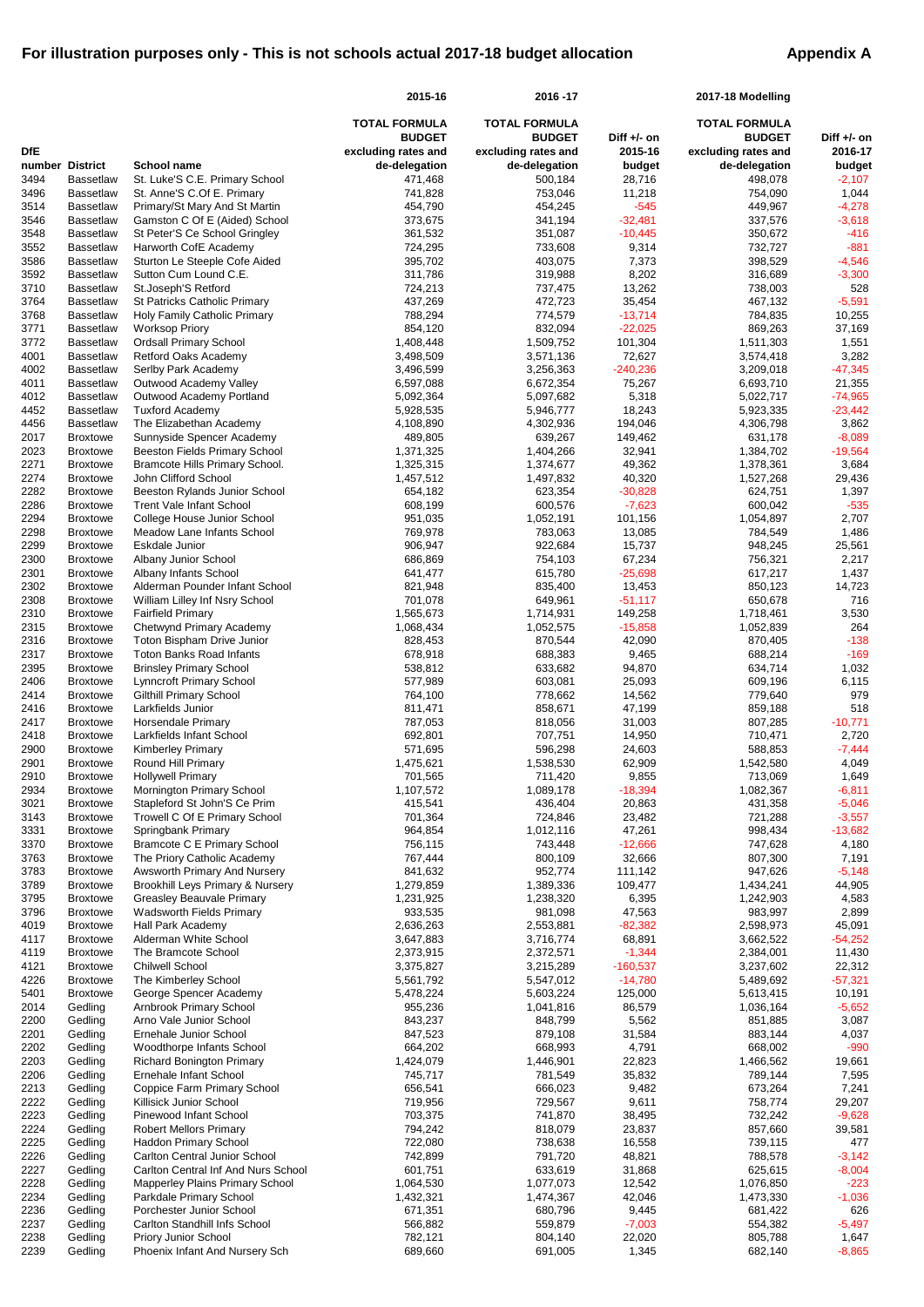# For illustration purposes only - This is not schools actual 2017-18 budget allocation

**Appendix A**

| DfE number | District | School name | 2015-16 TOTAL FORMULA BUDGET excluding rates and de-delegation | 2016 -17 TOTAL FORMULA BUDGET excluding rates and de-delegation | Diff +/- on 2015-16 budget | 2017-18 Modelling TOTAL FORMULA BUDGET excluding rates and de-delegation | Diff +/- on 2016-17 budget |
|---|---|---|---|---|---|---|---|
| 3494 | Bassetlaw | St. Luke'S C.E. Primary School | 471,468 | 500,184 | 28,716 | 498,078 | -2,107 |
| 3496 | Bassetlaw | St. Anne'S C.Of E. Primary | 741,828 | 753,046 | 11,218 | 754,090 | 1,044 |
| 3514 | Bassetlaw | Primary/St Mary And St Martin | 454,790 | 454,245 | -545 | 449,967 | -4,278 |
| 3546 | Bassetlaw | Gamston C Of E (Aided) School | 373,675 | 341,194 | -32,481 | 337,576 | -3,618 |
| 3548 | Bassetlaw | St Peter'S Ce School Gringley | 361,532 | 351,087 | -10,445 | 350,672 | -416 |
| 3552 | Bassetlaw | Harworth CofE Academy | 724,295 | 733,608 | 9,314 | 732,727 | -881 |
| 3586 | Bassetlaw | Sturton Le Steeple Cofe Aided | 395,702 | 403,075 | 7,373 | 398,529 | -4,546 |
| 3592 | Bassetlaw | Sutton Cum Lound C.E. | 311,786 | 319,988 | 8,202 | 316,689 | -3,300 |
| 3710 | Bassetlaw | St.Joseph'S Retford | 724,213 | 737,475 | 13,262 | 738,003 | 528 |
| 3764 | Bassetlaw | St Patricks Catholic Primary | 437,269 | 472,723 | 35,454 | 467,132 | -5,591 |
| 3768 | Bassetlaw | Holy Family Catholic Primary | 788,294 | 774,579 | -13,714 | 784,835 | 10,255 |
| 3771 | Bassetlaw | Worksop Priory | 854,120 | 832,094 | -22,025 | 869,263 | 37,169 |
| 3772 | Bassetlaw | Ordsall Primary School | 1,408,448 | 1,509,752 | 101,304 | 1,511,303 | 1,551 |
| 4001 | Bassetlaw | Retford Oaks Academy | 3,498,509 | 3,571,136 | 72,627 | 3,574,418 | 3,282 |
| 4002 | Bassetlaw | Serlby Park Academy | 3,496,599 | 3,256,363 | -240,236 | 3,209,018 | -47,345 |
| 4011 | Bassetlaw | Outwood Academy Valley | 6,597,088 | 6,672,354 | 75,267 | 6,693,710 | 21,355 |
| 4012 | Bassetlaw | Outwood Academy Portland | 5,092,364 | 5,097,682 | 5,318 | 5,022,717 | -74,965 |
| 4452 | Bassetlaw | Tuxford Academy | 5,928,535 | 5,946,777 | 18,243 | 5,923,335 | -23,442 |
| 4456 | Bassetlaw | The Elizabethan Academy | 4,108,890 | 4,302,936 | 194,046 | 4,306,798 | 3,862 |
| 2017 | Broxtowe | Sunnyside Spencer Academy | 489,805 | 639,267 | 149,462 | 631,178 | -8,089 |
| 2023 | Broxtowe | Beeston Fields Primary School | 1,371,325 | 1,404,266 | 32,941 | 1,384,702 | -19,564 |
| 2271 | Broxtowe | Bramcote Hills Primary School. | 1,325,315 | 1,374,677 | 49,362 | 1,378,361 | 3,684 |
| 2274 | Broxtowe | John Clifford School | 1,457,512 | 1,497,832 | 40,320 | 1,527,268 | 29,436 |
| 2282 | Broxtowe | Beeston Rylands Junior School | 654,182 | 623,354 | -30,828 | 624,751 | 1,397 |
| 2286 | Broxtowe | Trent Vale Infant School | 608,199 | 600,576 | -7,623 | 600,042 | -535 |
| 2294 | Broxtowe | College House Junior School | 951,035 | 1,052,191 | 101,156 | 1,054,897 | 2,707 |
| 2298 | Broxtowe | Meadow Lane Infants School | 769,978 | 783,063 | 13,085 | 784,549 | 1,486 |
| 2299 | Broxtowe | Eskdale Junior | 906,947 | 922,684 | 15,737 | 948,245 | 25,561 |
| 2300 | Broxtowe | Albany Junior School | 686,869 | 754,103 | 67,234 | 756,321 | 2,217 |
| 2301 | Broxtowe | Albany Infants School | 641,477 | 615,780 | -25,698 | 617,217 | 1,437 |
| 2302 | Broxtowe | Alderman Pounder Infant School | 821,948 | 835,400 | 13,453 | 850,123 | 14,723 |
| 2308 | Broxtowe | William Lilley Inf Nsry School | 701,078 | 649,961 | -51,117 | 650,678 | 716 |
| 2310 | Broxtowe | Fairfield Primary | 1,565,673 | 1,714,931 | 149,258 | 1,718,461 | 3,530 |
| 2315 | Broxtowe | Chetwynd Primary Academy | 1,068,434 | 1,052,575 | -15,858 | 1,052,839 | 264 |
| 2316 | Broxtowe | Toton Bispham Drive Junior | 828,453 | 870,544 | 42,090 | 870,405 | -138 |
| 2317 | Broxtowe | Toton Banks Road Infants | 678,918 | 688,383 | 9,465 | 688,214 | -169 |
| 2395 | Broxtowe | Brinsley Primary School | 538,812 | 633,682 | 94,870 | 634,714 | 1,032 |
| 2406 | Broxtowe | Lynncroft Primary School | 577,989 | 603,081 | 25,093 | 609,196 | 6,115 |
| 2414 | Broxtowe | Gilthill Primary School | 764,100 | 778,662 | 14,562 | 779,640 | 979 |
| 2416 | Broxtowe | Larkfields Junior | 811,471 | 858,671 | 47,199 | 859,188 | 518 |
| 2417 | Broxtowe | Horsendale Primary | 787,053 | 818,056 | 31,003 | 807,285 | -10,771 |
| 2418 | Broxtowe | Larkfields Infant School | 692,801 | 707,751 | 14,950 | 710,471 | 2,720 |
| 2900 | Broxtowe | Kimberley Primary | 571,695 | 596,298 | 24,603 | 588,853 | -7,444 |
| 2901 | Broxtowe | Round Hill Primary | 1,475,621 | 1,538,530 | 62,909 | 1,542,580 | 4,049 |
| 2910 | Broxtowe | Hollywell Primary | 701,565 | 711,420 | 9,855 | 713,069 | 1,649 |
| 2934 | Broxtowe | Mornington Primary School | 1,107,572 | 1,089,178 | -18,394 | 1,082,367 | -6,811 |
| 3021 | Broxtowe | Stapleford St John'S Ce Prim | 415,541 | 436,404 | 20,863 | 431,358 | -5,046 |
| 3143 | Broxtowe | Trowell C Of E Primary School | 701,364 | 724,846 | 23,482 | 721,288 | -3,557 |
| 3331 | Broxtowe | Springbank Primary | 964,854 | 1,012,116 | 47,261 | 998,434 | -13,682 |
| 3370 | Broxtowe | Bramcote C E Primary School | 756,115 | 743,448 | -12,666 | 747,628 | 4,180 |
| 3763 | Broxtowe | The Priory Catholic Academy | 767,444 | 800,109 | 32,666 | 807,300 | 7,191 |
| 3783 | Broxtowe | Awsworth Primary And Nursery | 841,632 | 952,774 | 111,142 | 947,626 | -5,148 |
| 3789 | Broxtowe | Brookhill Leys Primary & Nursery | 1,279,859 | 1,389,336 | 109,477 | 1,434,241 | 44,905 |
| 3795 | Broxtowe | Greasley Beauvale Primary | 1,231,925 | 1,238,320 | 6,395 | 1,242,903 | 4,583 |
| 3796 | Broxtowe | Wadsworth Fields Primary | 933,535 | 981,098 | 47,563 | 983,997 | 2,899 |
| 4019 | Broxtowe | Hall Park Academy | 2,636,263 | 2,553,881 | -82,382 | 2,598,973 | 45,091 |
| 4117 | Broxtowe | Alderman White School | 3,647,883 | 3,716,774 | 68,891 | 3,662,522 | -54,252 |
| 4119 | Broxtowe | The Bramcote School | 2,373,915 | 2,372,571 | -1,344 | 2,384,001 | 11,430 |
| 4121 | Broxtowe | Chilwell School | 3,375,827 | 3,215,289 | -160,537 | 3,237,602 | 22,312 |
| 4226 | Broxtowe | The Kimberley School | 5,561,792 | 5,547,012 | -14,780 | 5,489,692 | -57,321 |
| 5401 | Broxtowe | George Spencer Academy | 5,478,224 | 5,603,224 | 125,000 | 5,613,415 | 10,191 |
| 2014 | Gedling | Arnbrook Primary School | 955,236 | 1,041,816 | 86,579 | 1,036,164 | -5,652 |
| 2200 | Gedling | Arno Vale Junior School | 843,237 | 848,799 | 5,562 | 851,885 | 3,087 |
| 2201 | Gedling | Ernehale Junior School | 847,523 | 879,108 | 31,584 | 883,144 | 4,037 |
| 2202 | Gedling | Woodthorpe Infants School | 664,202 | 668,993 | 4,791 | 668,002 | -990 |
| 2203 | Gedling | Richard Bonington Primary | 1,424,079 | 1,446,901 | 22,823 | 1,466,562 | 19,661 |
| 2206 | Gedling | Ernehale Infant School | 745,717 | 781,549 | 35,832 | 789,144 | 7,595 |
| 2213 | Gedling | Coppice Farm Primary School | 656,541 | 666,023 | 9,482 | 673,264 | 7,241 |
| 2222 | Gedling | Killisick Junior School | 719,956 | 729,567 | 9,611 | 758,774 | 29,207 |
| 2223 | Gedling | Pinewood Infant School | 703,375 | 741,870 | 38,495 | 732,242 | -9,628 |
| 2224 | Gedling | Robert Mellors Primary | 794,242 | 818,079 | 23,837 | 857,660 | 39,581 |
| 2225 | Gedling | Haddon Primary School | 722,080 | 738,638 | 16,558 | 739,115 | 477 |
| 2226 | Gedling | Carlton Central Junior School | 742,899 | 791,720 | 48,821 | 788,578 | -3,142 |
| 2227 | Gedling | Carlton Central Inf And Nurs School | 601,751 | 633,619 | 31,868 | 625,615 | -8,004 |
| 2228 | Gedling | Mapperley Plains Primary School | 1,064,530 | 1,077,073 | 12,542 | 1,076,850 | -223 |
| 2234 | Gedling | Parkdale Primary School | 1,432,321 | 1,474,367 | 42,046 | 1,473,330 | -1,036 |
| 2236 | Gedling | Porchester Junior School | 671,351 | 680,796 | 9,445 | 681,422 | 626 |
| 2237 | Gedling | Carlton Standhill Infs School | 566,882 | 559,879 | -7,003 | 554,382 | -5,497 |
| 2238 | Gedling | Priory Junior School | 782,121 | 804,140 | 22,020 | 805,788 | 1,647 |
| 2239 | Gedling | Phoenix Infant And Nursery Sch | 689,660 | 691,005 | 1,345 | 682,140 | -8,865 |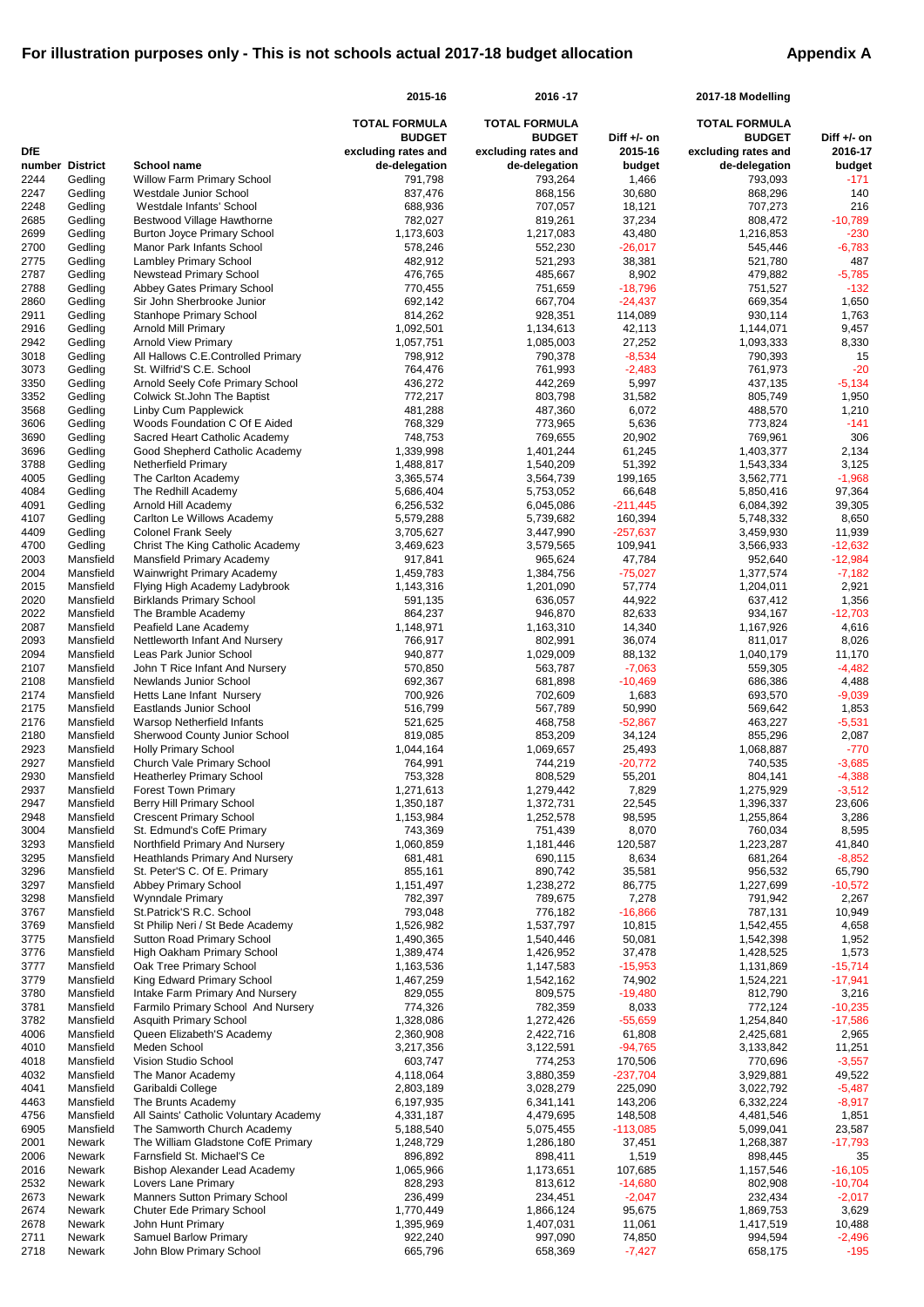# For illustration purposes only - This is not schools actual 2017-18 budget allocation

**Appendix A**

| DfE number | District | School name | 2015-16 TOTAL FORMULA BUDGET excluding rates and de-delegation | 2016 -17 TOTAL FORMULA BUDGET excluding rates and de-delegation | Diff +/- on 2015-16 budget | 2017-18 Modelling TOTAL FORMULA BUDGET excluding rates and de-delegation | Diff +/- on 2016-17 budget |
|---|---|---|---|---|---|---|---|
| 2244 | Gedling | Willow Farm Primary School | 791,798 | 793,264 | 1,466 | 793,093 | -171 |
| 2247 | Gedling | Westdale Junior School | 837,476 | 868,156 | 30,680 | 868,296 | 140 |
| 2248 | Gedling | Westdale Infants' School | 688,936 | 707,057 | 18,121 | 707,273 | 216 |
| 2685 | Gedling | Bestwood Village Hawthorne | 782,027 | 819,261 | 37,234 | 808,472 | -10,789 |
| 2699 | Gedling | Burton Joyce Primary School | 1,173,603 | 1,217,083 | 43,480 | 1,216,853 | -230 |
| 2700 | Gedling | Manor Park Infants School | 578,246 | 552,230 | -26,017 | 545,446 | -6,783 |
| 2775 | Gedling | Lambley Primary School | 482,912 | 521,293 | 38,381 | 521,780 | 487 |
| 2787 | Gedling | Newstead Primary School | 476,765 | 485,667 | 8,902 | 479,882 | -5,785 |
| 2788 | Gedling | Abbey Gates Primary School | 770,455 | 751,659 | -18,796 | 751,527 | -132 |
| 2860 | Gedling | Sir John Sherbrooke Junior | 692,142 | 667,704 | -24,437 | 669,354 | 1,650 |
| 2911 | Gedling | Stanhope Primary School | 814,262 | 928,351 | 114,089 | 930,114 | 1,763 |
| 2916 | Gedling | Arnold Mill Primary | 1,092,501 | 1,134,613 | 42,113 | 1,144,071 | 9,457 |
| 2942 | Gedling | Arnold View Primary | 1,057,751 | 1,085,003 | 27,252 | 1,093,333 | 8,330 |
| 3018 | Gedling | All Hallows C.E.Controlled Primary | 798,912 | 790,378 | -8,534 | 790,393 | 15 |
| 3073 | Gedling | St. Wilfrid'S C.E. School | 764,476 | 761,993 | -2,483 | 761,973 | -20 |
| 3350 | Gedling | Arnold Seely Cofe Primary School | 436,272 | 442,269 | 5,997 | 437,135 | -5,134 |
| 3352 | Gedling | Colwick St.John The Baptist | 772,217 | 803,798 | 31,582 | 805,749 | 1,950 |
| 3568 | Gedling | Linby Cum Papplewick | 481,288 | 487,360 | 6,072 | 488,570 | 1,210 |
| 3606 | Gedling | Woods Foundation C Of E Aided | 768,329 | 773,965 | 5,636 | 773,824 | -141 |
| 3690 | Gedling | Sacred Heart Catholic Academy | 748,753 | 769,655 | 20,902 | 769,961 | 306 |
| 3696 | Gedling | Good Shepherd Catholic Academy | 1,339,998 | 1,401,244 | 61,245 | 1,403,377 | 2,134 |
| 3788 | Gedling | Netherfield Primary | 1,488,817 | 1,540,209 | 51,392 | 1,543,334 | 3,125 |
| 4005 | Gedling | The Carlton Academy | 3,365,574 | 3,564,739 | 199,165 | 3,562,771 | -1,968 |
| 4084 | Gedling | The Redhill Academy | 5,686,404 | 5,753,052 | 66,648 | 5,850,416 | 97,364 |
| 4091 | Gedling | Arnold Hill Academy | 6,256,532 | 6,045,086 | -211,445 | 6,084,392 | 39,305 |
| 4107 | Gedling | Carlton Le Willows Academy | 5,579,288 | 5,739,682 | 160,394 | 5,748,332 | 8,650 |
| 4409 | Gedling | Colonel Frank Seely | 3,705,627 | 3,447,990 | -257,637 | 3,459,930 | 11,939 |
| 4700 | Gedling | Christ The King Catholic Academy | 3,469,623 | 3,579,565 | 109,941 | 3,566,933 | -12,632 |
| 2003 | Mansfield | Mansfield Primary Academy | 917,841 | 965,624 | 47,784 | 952,640 | -12,984 |
| 2004 | Mansfield | Wainwright Primary Academy | 1,459,783 | 1,384,756 | -75,027 | 1,377,574 | -7,182 |
| 2015 | Mansfield | Flying High Academy Ladybrook | 1,143,316 | 1,201,090 | 57,774 | 1,204,011 | 2,921 |
| 2020 | Mansfield | Birklands Primary School | 591,135 | 636,057 | 44,922 | 637,412 | 1,356 |
| 2022 | Mansfield | The Bramble Academy | 864,237 | 946,870 | 82,633 | 934,167 | -12,703 |
| 2087 | Mansfield | Peafield Lane Academy | 1,148,971 | 1,163,310 | 14,340 | 1,167,926 | 4,616 |
| 2093 | Mansfield | Nettleworth Infant And Nursery | 766,917 | 802,991 | 36,074 | 811,017 | 8,026 |
| 2094 | Mansfield | Leas Park Junior School | 940,877 | 1,029,009 | 88,132 | 1,040,179 | 11,170 |
| 2107 | Mansfield | John T Rice Infant And Nursery | 570,850 | 563,787 | -7,063 | 559,305 | -4,482 |
| 2108 | Mansfield | Newlands Junior School | 692,367 | 681,898 | -10,469 | 686,386 | 4,488 |
| 2174 | Mansfield | Hetts Lane Infant Nursery | 700,926 | 702,609 | 1,683 | 693,570 | -9,039 |
| 2175 | Mansfield | Eastlands Junior School | 516,799 | 567,789 | 50,990 | 569,642 | 1,853 |
| 2176 | Mansfield | Warsop Netherfield Infants | 521,625 | 468,758 | -52,867 | 463,227 | -5,531 |
| 2180 | Mansfield | Sherwood County Junior School | 819,085 | 853,209 | 34,124 | 855,296 | 2,087 |
| 2923 | Mansfield | Holly Primary School | 1,044,164 | 1,069,657 | 25,493 | 1,068,887 | -770 |
| 2927 | Mansfield | Church Vale Primary School | 764,991 | 744,219 | -20,772 | 740,535 | -3,685 |
| 2930 | Mansfield | Heatherley Primary School | 753,328 | 808,529 | 55,201 | 804,141 | -4,388 |
| 2937 | Mansfield | Forest Town Primary | 1,271,613 | 1,279,442 | 7,829 | 1,275,929 | -3,512 |
| 2947 | Mansfield | Berry Hill Primary School | 1,350,187 | 1,372,731 | 22,545 | 1,396,337 | 23,606 |
| 2948 | Mansfield | Crescent Primary School | 1,153,984 | 1,252,578 | 98,595 | 1,255,864 | 3,286 |
| 3004 | Mansfield | St. Edmund's CofE Primary | 743,369 | 751,439 | 8,070 | 760,034 | 8,595 |
| 3293 | Mansfield | Northfield Primary And Nursery | 1,060,859 | 1,181,446 | 120,587 | 1,223,287 | 41,840 |
| 3295 | Mansfield | Heathlands Primary And Nursery | 681,481 | 690,115 | 8,634 | 681,264 | -8,852 |
| 3296 | Mansfield | St. Peter'S C. Of E. Primary | 855,161 | 890,742 | 35,581 | 956,532 | 65,790 |
| 3297 | Mansfield | Abbey Primary School | 1,151,497 | 1,238,272 | 86,775 | 1,227,699 | -10,572 |
| 3298 | Mansfield | Wynndale Primary | 782,397 | 789,675 | 7,278 | 791,942 | 2,267 |
| 3767 | Mansfield | St.Patrick'S R.C. School | 793,048 | 776,182 | -16,866 | 787,131 | 10,949 |
| 3769 | Mansfield | St Philip Neri / St Bede Academy | 1,526,982 | 1,537,797 | 10,815 | 1,542,455 | 4,658 |
| 3775 | Mansfield | Sutton Road Primary School | 1,490,365 | 1,540,446 | 50,081 | 1,542,398 | 1,952 |
| 3776 | Mansfield | High Oakham Primary School | 1,389,474 | 1,426,952 | 37,478 | 1,428,525 | 1,573 |
| 3777 | Mansfield | Oak Tree Primary School | 1,163,536 | 1,147,583 | -15,953 | 1,131,869 | -15,714 |
| 3779 | Mansfield | King Edward Primary School | 1,467,259 | 1,542,162 | 74,902 | 1,524,221 | -17,941 |
| 3780 | Mansfield | Intake Farm Primary And Nursery | 829,055 | 809,575 | -19,480 | 812,790 | 3,216 |
| 3781 | Mansfield | Farmilo Primary School And Nursery | 774,326 | 782,359 | 8,033 | 772,124 | -10,235 |
| 3782 | Mansfield | Asquith Primary School | 1,328,086 | 1,272,426 | -55,659 | 1,254,840 | -17,586 |
| 4006 | Mansfield | Queen Elizabeth'S Academy | 2,360,908 | 2,422,716 | 61,808 | 2,425,681 | 2,965 |
| 4010 | Mansfield | Meden School | 3,217,356 | 3,122,591 | -94,765 | 3,133,842 | 11,251 |
| 4018 | Mansfield | Vision Studio School | 603,747 | 774,253 | 170,506 | 770,696 | -3,557 |
| 4032 | Mansfield | The Manor Academy | 4,118,064 | 3,880,359 | -237,704 | 3,929,881 | 49,522 |
| 4041 | Mansfield | Garibaldi College | 2,803,189 | 3,028,279 | 225,090 | 3,022,792 | -5,487 |
| 4463 | Mansfield | The Brunts Academy | 6,197,935 | 6,341,141 | 143,206 | 6,332,224 | -8,917 |
| 4756 | Mansfield | All Saints' Catholic Voluntary Academy | 4,331,187 | 4,479,695 | 148,508 | 4,481,546 | 1,851 |
| 6905 | Mansfield | The Samworth Church Academy | 5,188,540 | 5,075,455 | -113,085 | 5,099,041 | 23,587 |
| 2001 | Newark | The William Gladstone CofE Primary | 1,248,729 | 1,286,180 | 37,451 | 1,268,387 | -17,793 |
| 2006 | Newark | Farnsfield St. Michael'S Ce | 896,892 | 898,411 | 1,519 | 898,445 | 35 |
| 2016 | Newark | Bishop Alexander Lead Academy | 1,065,966 | 1,173,651 | 107,685 | 1,157,546 | -16,105 |
| 2532 | Newark | Lovers Lane Primary | 828,293 | 813,612 | -14,680 | 802,908 | -10,704 |
| 2673 | Newark | Manners Sutton Primary School | 236,499 | 234,451 | -2,047 | 232,434 | -2,017 |
| 2674 | Newark | Chuter Ede Primary School | 1,770,449 | 1,866,124 | 95,675 | 1,869,753 | 3,629 |
| 2678 | Newark | John Hunt Primary | 1,395,969 | 1,407,031 | 11,061 | 1,417,519 | 10,488 |
| 2711 | Newark | Samuel Barlow Primary | 922,240 | 997,090 | 74,850 | 994,594 | -2,496 |
| 2718 | Newark | John Blow Primary School | 665,796 | 658,369 | -7,427 | 658,175 | -195 |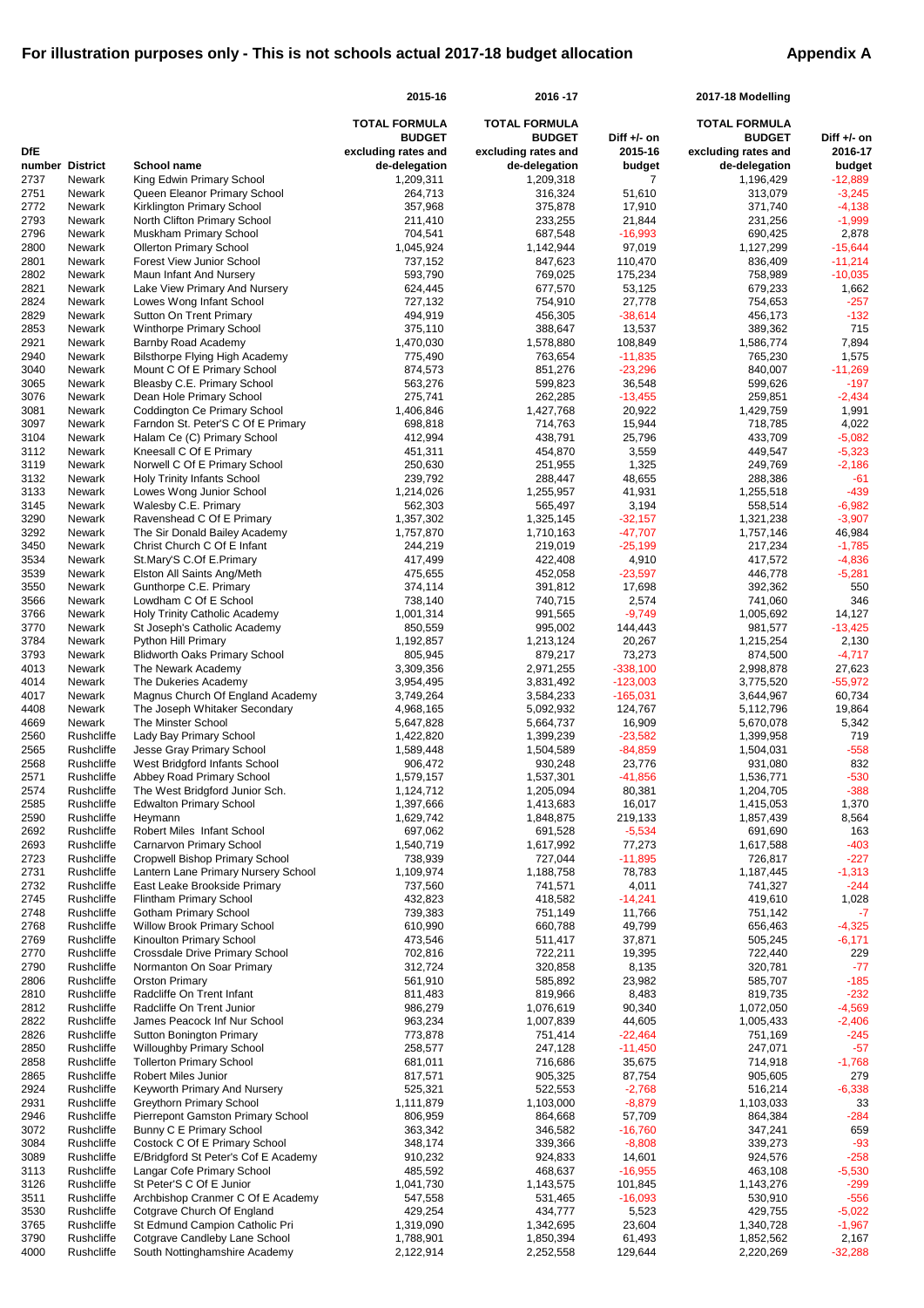# For illustration purposes only - This is not schools actual 2017-18 budget allocation

**Appendix A**

| DfE number | District | School name | 2015-16 TOTAL FORMULA BUDGET excluding rates and de-delegation | 2016 -17 TOTAL FORMULA BUDGET excluding rates and de-delegation | Diff +/- on 2015-16 budget | 2017-18 Modelling TOTAL FORMULA BUDGET excluding rates and de-delegation | Diff +/- on 2016-17 budget |
|---|---|---|---|---|---|---|---|
| 2737 | Newark | King Edwin Primary School | 1,209,311 | 1,209,318 | 7 | 1,196,429 | -12,889 |
| 2751 | Newark | Queen Eleanor Primary School | 264,713 | 316,324 | 51,610 | 313,079 | -3,245 |
| 2772 | Newark | Kirklington Primary School | 357,968 | 375,878 | 17,910 | 371,740 | -4,138 |
| 2793 | Newark | North Clifton Primary School | 211,410 | 233,255 | 21,844 | 231,256 | -1,999 |
| 2796 | Newark | Muskham Primary School | 704,541 | 687,548 | -16,993 | 690,425 | 2,878 |
| 2800 | Newark | Ollerton Primary School | 1,045,924 | 1,142,944 | 97,019 | 1,127,299 | -15,644 |
| 2801 | Newark | Forest View Junior School | 737,152 | 847,623 | 110,470 | 836,409 | -11,214 |
| 2802 | Newark | Maun Infant And Nursery | 593,790 | 769,025 | 175,234 | 758,989 | -10,035 |
| 2821 | Newark | Lake View Primary And Nursery | 624,445 | 677,570 | 53,125 | 679,233 | 1,662 |
| 2824 | Newark | Lowes Wong Infant School | 727,132 | 754,910 | 27,778 | 754,653 | -257 |
| 2829 | Newark | Sutton On Trent Primary | 494,919 | 456,305 | -38,614 | 456,173 | -132 |
| 2853 | Newark | Winthorpe Primary School | 375,110 | 388,647 | 13,537 | 389,362 | 715 |
| 2921 | Newark | Barnby Road Academy | 1,470,030 | 1,578,880 | 108,849 | 1,586,774 | 7,894 |
| 2940 | Newark | Bilsthorpe Flying High Academy | 775,490 | 763,654 | -11,835 | 765,230 | 1,575 |
| 3040 | Newark | Mount C Of E Primary School | 874,573 | 851,276 | -23,296 | 840,007 | -11,269 |
| 3065 | Newark | Bleasby C.E. Primary School | 563,276 | 599,823 | 36,548 | 599,626 | -197 |
| 3076 | Newark | Dean Hole Primary School | 275,741 | 262,285 | -13,455 | 259,851 | -2,434 |
| 3081 | Newark | Coddington Ce Primary School | 1,406,846 | 1,427,768 | 20,922 | 1,429,759 | 1,991 |
| 3097 | Newark | Farndon St. Peter'S C Of E Primary | 698,818 | 714,763 | 15,944 | 718,785 | 4,022 |
| 3104 | Newark | Halam Ce (C) Primary School | 412,994 | 438,791 | 25,796 | 433,709 | -5,082 |
| 3112 | Newark | Kneesall C Of E Primary | 451,311 | 454,870 | 3,559 | 449,547 | -5,323 |
| 3119 | Newark | Norwell C Of E Primary School | 250,630 | 251,955 | 1,325 | 249,769 | -2,186 |
| 3132 | Newark | Holy Trinity Infants School | 239,792 | 288,447 | 48,655 | 288,386 | -61 |
| 3133 | Newark | Lowes Wong Junior School | 1,214,026 | 1,255,957 | 41,931 | 1,255,518 | -439 |
| 3145 | Newark | Walesby C.E. Primary | 562,303 | 565,497 | 3,194 | 558,514 | -6,982 |
| 3290 | Newark | Ravenshead C Of E Primary | 1,357,302 | 1,325,145 | -32,157 | 1,321,238 | -3,907 |
| 3292 | Newark | The Sir Donald Bailey Academy | 1,757,870 | 1,710,163 | -47,707 | 1,757,146 | 46,984 |
| 3450 | Newark | Christ Church C Of E Infant | 244,219 | 219,019 | -25,199 | 217,234 | -1,785 |
| 3534 | Newark | St.Mary'S C.Of E.Primary | 417,499 | 422,408 | 4,910 | 417,572 | -4,836 |
| 3539 | Newark | Elston All Saints Ang/Meth | 475,655 | 452,058 | -23,597 | 446,778 | -5,281 |
| 3550 | Newark | Gunthorpe C.E. Primary | 374,114 | 391,812 | 17,698 | 392,362 | 550 |
| 3566 | Newark | Lowdham C Of E School | 738,140 | 740,715 | 2,574 | 741,060 | 346 |
| 3766 | Newark | Holy Trinity Catholic Academy | 1,001,314 | 991,565 | -9,749 | 1,005,692 | 14,127 |
| 3770 | Newark | St Joseph's Catholic Academy | 850,559 | 995,002 | 144,443 | 981,577 | -13,425 |
| 3784 | Newark | Python Hill Primary | 1,192,857 | 1,213,124 | 20,267 | 1,215,254 | 2,130 |
| 3793 | Newark | Blidworth Oaks Primary School | 805,945 | 879,217 | 73,273 | 874,500 | -4,717 |
| 4013 | Newark | The Newark Academy | 3,309,356 | 2,971,255 | -338,100 | 2,998,878 | 27,623 |
| 4014 | Newark | The Dukeries Academy | 3,954,495 | 3,831,492 | -123,003 | 3,775,520 | -55,972 |
| 4017 | Newark | Magnus Church Of England Academy | 3,749,264 | 3,584,233 | -165,031 | 3,644,967 | 60,734 |
| 4408 | Newark | The Joseph Whitaker Secondary | 4,968,165 | 5,092,932 | 124,767 | 5,112,796 | 19,864 |
| 4669 | Newark | The Minster School | 5,647,828 | 5,664,737 | 16,909 | 5,670,078 | 5,342 |
| 2560 | Rushcliffe | Lady Bay Primary School | 1,422,820 | 1,399,239 | -23,582 | 1,399,958 | 719 |
| 2565 | Rushcliffe | Jesse Gray Primary School | 1,589,448 | 1,504,589 | -84,859 | 1,504,031 | -558 |
| 2568 | Rushcliffe | West Bridgford Infants School | 906,472 | 930,248 | 23,776 | 931,080 | 832 |
| 2571 | Rushcliffe | Abbey Road Primary School | 1,579,157 | 1,537,301 | -41,856 | 1,536,771 | -530 |
| 2574 | Rushcliffe | The West Bridgford Junior Sch. | 1,124,712 | 1,205,094 | 80,381 | 1,204,705 | -388 |
| 2585 | Rushcliffe | Edwalton Primary School | 1,397,666 | 1,413,683 | 16,017 | 1,415,053 | 1,370 |
| 2590 | Rushcliffe | Heymann | 1,629,742 | 1,848,875 | 219,133 | 1,857,439 | 8,564 |
| 2692 | Rushcliffe | Robert Miles Infant School | 697,062 | 691,528 | -5,534 | 691,690 | 163 |
| 2693 | Rushcliffe | Carnarvon Primary School | 1,540,719 | 1,617,992 | 77,273 | 1,617,588 | -403 |
| 2723 | Rushcliffe | Cropwell Bishop Primary School | 738,939 | 727,044 | -11,895 | 726,817 | -227 |
| 2731 | Rushcliffe | Lantern Lane Primary Nursery School | 1,109,974 | 1,188,758 | 78,783 | 1,187,445 | -1,313 |
| 2732 | Rushcliffe | East Leake Brookside Primary | 737,560 | 741,571 | 4,011 | 741,327 | -244 |
| 2745 | Rushcliffe | Flintham Primary School | 432,823 | 418,582 | -14,241 | 419,610 | 1,028 |
| 2748 | Rushcliffe | Gotham Primary School | 739,383 | 751,149 | 11,766 | 751,142 | -7 |
| 2768 | Rushcliffe | Willow Brook Primary School | 610,990 | 660,788 | 49,799 | 656,463 | -4,325 |
| 2769 | Rushcliffe | Kinoulton Primary School | 473,546 | 511,417 | 37,871 | 505,245 | -6,171 |
| 2770 | Rushcliffe | Crossdale Drive Primary School | 702,816 | 722,211 | 19,395 | 722,440 | 229 |
| 2790 | Rushcliffe | Normanton On Soar Primary | 312,724 | 320,858 | 8,135 | 320,781 | -77 |
| 2806 | Rushcliffe | Orston Primary | 561,910 | 585,892 | 23,982 | 585,707 | -185 |
| 2810 | Rushcliffe | Radcliffe On Trent Infant | 811,483 | 819,966 | 8,483 | 819,735 | -232 |
| 2812 | Rushcliffe | Radcliffe On Trent Junior | 986,279 | 1,076,619 | 90,340 | 1,072,050 | -4,569 |
| 2822 | Rushcliffe | James Peacock Inf Nur School | 963,234 | 1,007,839 | 44,605 | 1,005,433 | -2,406 |
| 2826 | Rushcliffe | Sutton Bonington Primary | 773,878 | 751,414 | -22,464 | 751,169 | -245 |
| 2850 | Rushcliffe | Willoughby Primary School | 258,577 | 247,128 | -11,450 | 247,071 | -57 |
| 2858 | Rushcliffe | Tollerton Primary School | 681,011 | 716,686 | 35,675 | 714,918 | -1,768 |
| 2865 | Rushcliffe | Robert Miles Junior | 817,571 | 905,325 | 87,754 | 905,605 | 279 |
| 2924 | Rushcliffe | Keyworth Primary And Nursery | 525,321 | 522,553 | -2,768 | 516,214 | -6,338 |
| 2931 | Rushcliffe | Greythorn Primary School | 1,111,879 | 1,103,000 | -8,879 | 1,103,033 | 33 |
| 2946 | Rushcliffe | Pierrepont Gamston Primary School | 806,959 | 864,668 | 57,709 | 864,384 | -284 |
| 3072 | Rushcliffe | Bunny C E Primary School | 363,342 | 346,582 | -16,760 | 347,241 | 659 |
| 3084 | Rushcliffe | Costock C Of E Primary School | 348,174 | 339,366 | -8,808 | 339,273 | -93 |
| 3089 | Rushcliffe | E/Bridgford St Peter's Cof E Academy | 910,232 | 924,833 | 14,601 | 924,576 | -258 |
| 3113 | Rushcliffe | Langar Cofe Primary School | 485,592 | 468,637 | -16,955 | 463,108 | -5,530 |
| 3126 | Rushcliffe | St Peter'S C Of E Junior | 1,041,730 | 1,143,575 | 101,845 | 1,143,276 | -299 |
| 3511 | Rushcliffe | Archbishop Cranmer C Of E Academy | 547,558 | 531,465 | -16,093 | 530,910 | -556 |
| 3530 | Rushcliffe | Cotgrave Church Of England | 429,254 | 434,777 | 5,523 | 429,755 | -5,022 |
| 3765 | Rushcliffe | St Edmund Campion Catholic Pri | 1,319,090 | 1,342,695 | 23,604 | 1,340,728 | -1,967 |
| 3790 | Rushcliffe | Cotgrave Candleby Lane School | 1,788,901 | 1,850,394 | 61,493 | 1,852,562 | 2,167 |
| 4000 | Rushcliffe | South Nottinghamshire Academy | 2,122,914 | 2,252,558 | 129,644 | 2,220,269 | -32,288 |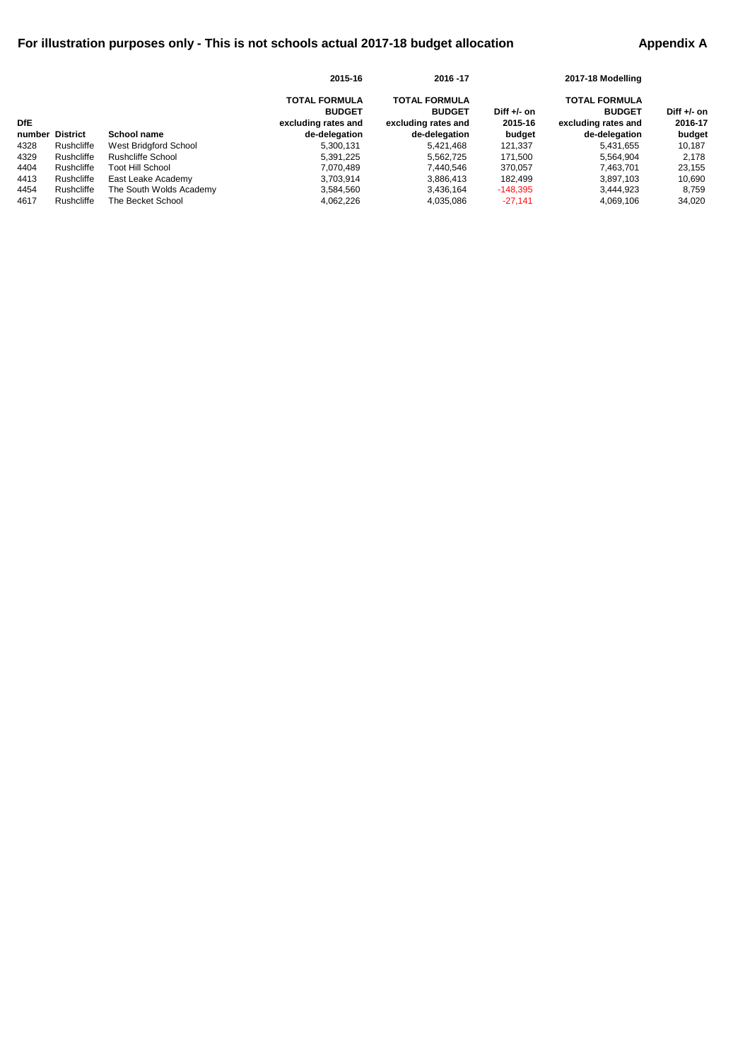**For illustration purposes only - This is not schools actual 2017-18 budget allocation** **Appendix A**

| | | | 2015-16 | 2016 -17 | | 2017-18 Modelling | |
|---|---|---|---|---|---|---|---|
| **DfE number** | **District** | **School name** | **TOTAL FORMULA BUDGET excluding rates and de-delegation** | **TOTAL FORMULA BUDGET excluding rates and de-delegation** | **Diff +/- on 2015-16 budget** | **TOTAL FORMULA BUDGET excluding rates and de-delegation** | **Diff +/- on 2016-17 budget** |
| 4328 | Rushcliffe | West Bridgford School | 5,300,131 | 5,421,468 | 121,337 | 5,431,655 | 10,187 |
| 4329 | Rushcliffe | Rushcliffe School | 5,391,225 | 5,562,725 | 171,500 | 5,564,904 | 2,178 |
| 4404 | Rushcliffe | Toot Hill School | 7,070,489 | 7,440,546 | 370,057 | 7,463,701 | 23,155 |
| 4413 | Rushcliffe | East Leake Academy | 3,703,914 | 3,886,413 | 182,499 | 3,897,103 | 10,690 |
| 4454 | Rushcliffe | The South Wolds Academy | 3,584,560 | 3,436,164 | -148,395 | 3,444,923 | 8,759 |
| 4617 | Rushcliffe | The Becket School | 4,062,226 | 4,035,086 | -27,141 | 4,069,106 | 34,020 |